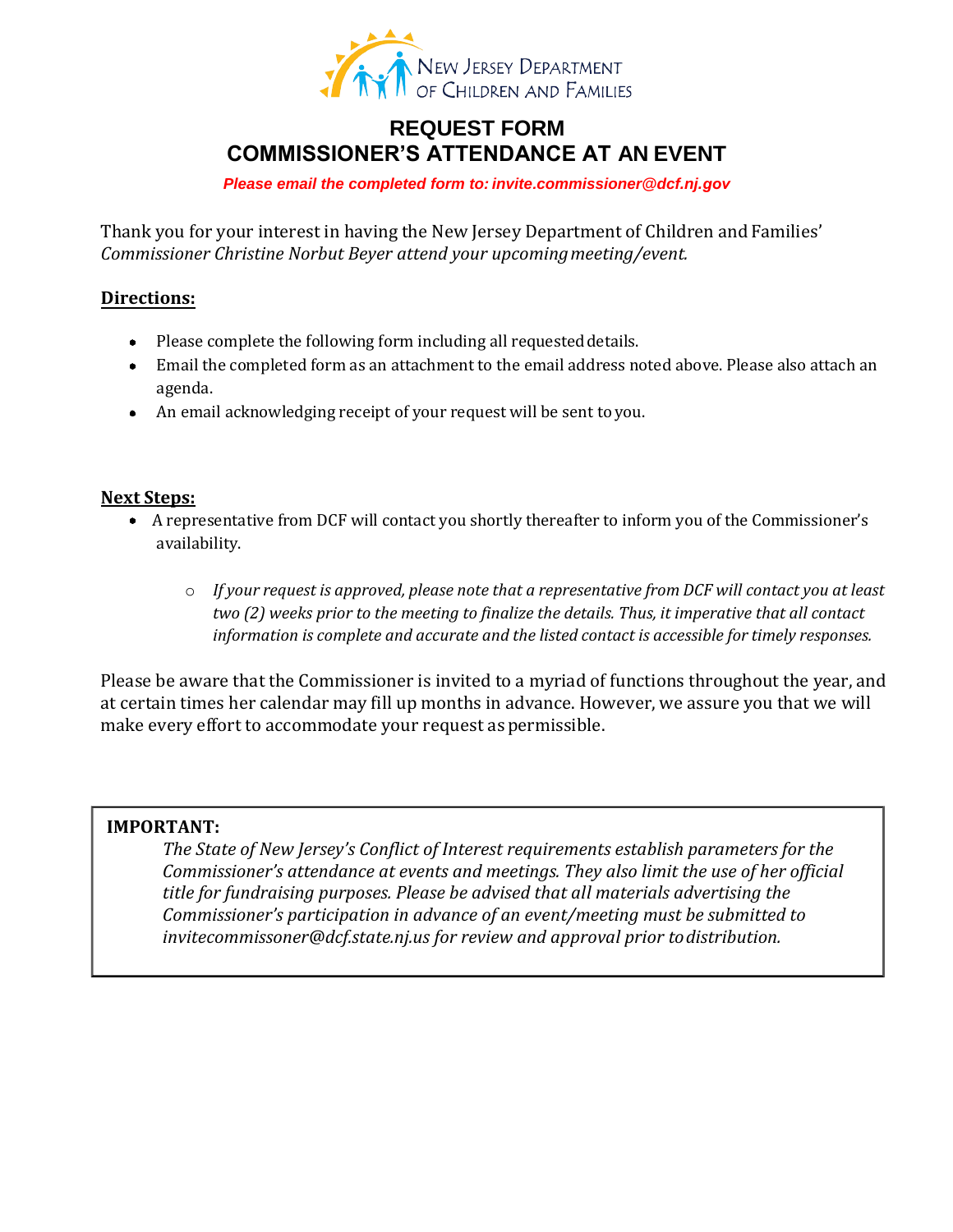New Jersey Department of Children and Families

# REQUEST FORM
# COMMISSIONER'S ATTENDANCE AT AN EVENT

***Please email the completed form to: invite.commissioner@dcf.nj.gov***

Thank you for your interest in having the New Jersey Department of Children and Families' *Commissioner Christine Norbut Beyer attend your upcoming meeting/event.*

**Directions:**

- Please complete the following form including all requested details.
- Email the completed form as an attachment to the email address noted above. Please also attach an agenda.
- An email acknowledging receipt of your request will be sent to you.

**Next Steps:**

- A representative from DCF will contact you shortly thereafter to inform you of the Commissioner's availability.
  - *If your request is approved, please note that a representative from DCF will contact you at least two (2) weeks prior to the meeting to finalize the details. Thus, it imperative that all contact information is complete and accurate and the listed contact is accessible for timely responses.*

Please be aware that the Commissioner is invited to a myriad of functions throughout the year, and at certain times her calendar may fill up months in advance. However, we assure you that we will make every effort to accommodate your request as permissible.

**IMPORTANT:**

*The State of New Jersey's Conflict of Interest requirements establish parameters for the Commissioner's attendance at events and meetings. They also limit the use of her official title for fundraising purposes. Please be advised that all materials advertising the Commissioner's participation in advance of an event/meeting must be submitted to invitecommissoner@dcf.state.nj.us for review and approval prior to distribution.*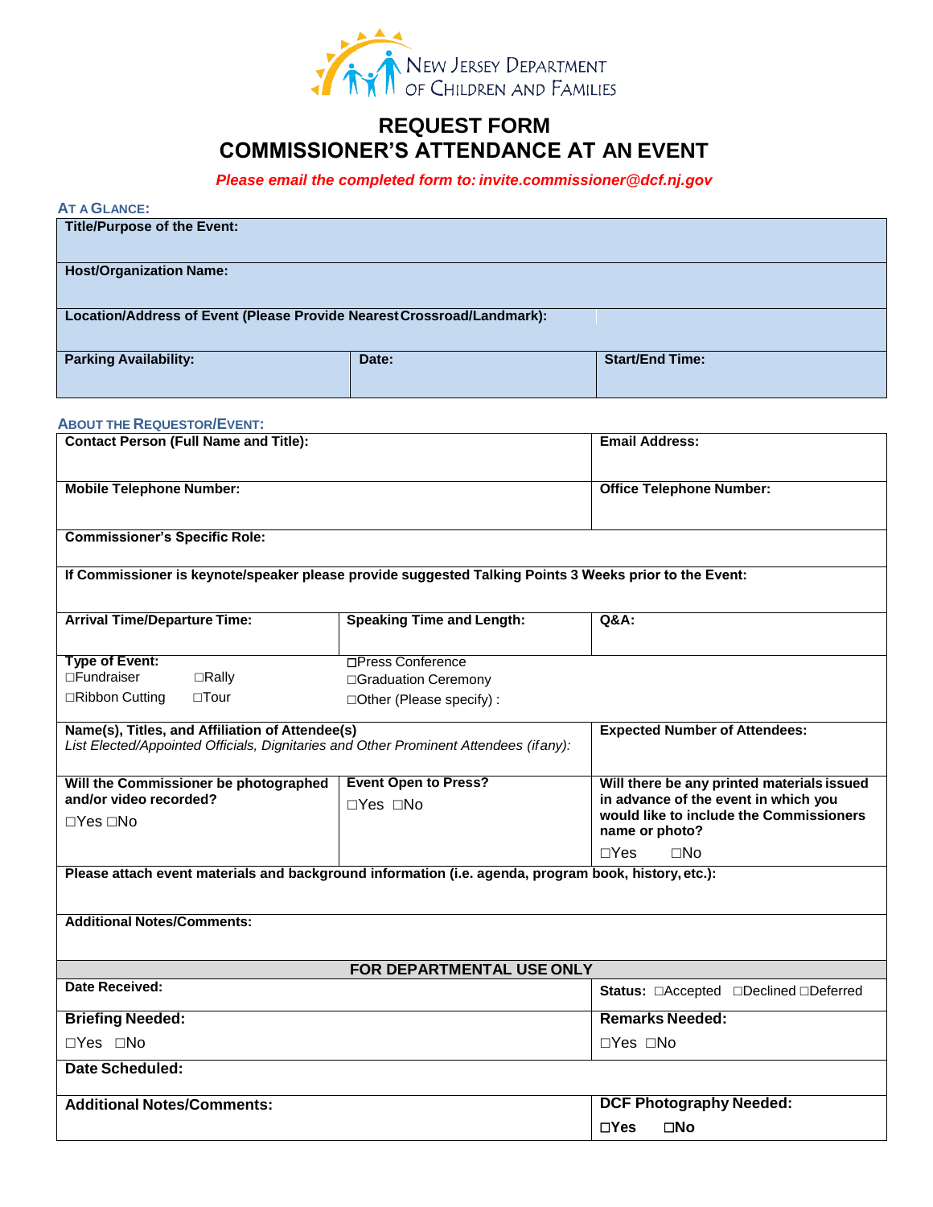New Jersey Department of Children and Families

# REQUEST FORM
# COMMISSIONER'S ATTENDANCE AT AN EVENT

***Please email the completed form to: invite.commissioner@dcf.nj.gov***

### At a Glance:

| | | |
|---|---|---|
| **Title/Purpose of the Event:** | | |
| **Host/Organization Name:** | | |
| **Location/Address of Event (Please Provide Nearest Crossroad/Landmark):** | | |
| **Parking Availability:** | **Date:** | **Start/End Time:** |

### About the Requestor/Event:

| | | |
|---|---|---|
| **Contact Person (Full Name and Title):** | | **Email Address:** |
| **Mobile Telephone Number:** | | **Office Telephone Number:** |
| **Commissioner's Specific Role:** | | |
| **If Commissioner is keynote/speaker please provide suggested Talking Points 3 Weeks prior to the Event:** | | |
| **Arrival Time/Departure Time:** | **Speaking Time and Length:** | **Q&A:** |
| **Type of Event:** ☐Fundraiser ☐Rally ☐Ribbon Cutting ☐Tour | ☐Press Conference ☐Graduation Ceremony ☐Other (Please specify) : | |
| **Name(s), Titles, and Affiliation of Attendee(s)** *List Elected/Appointed Officials, Dignitaries and Other Prominent Attendees (if any):* | | **Expected Number of Attendees:** |
| **Will the Commissioner be photographed and/or video recorded?** ☐Yes ☐No | **Event Open to Press?** ☐Yes ☐No | **Will there be any printed materials issued in advance of the event in which you would like to include the Commissioners name or photo?** ☐Yes ☐No |
| **Please attach event materials and background information (i.e. agenda, program book, history, etc.):** | | |
| **Additional Notes/Comments:** | | |

| | |
|---|---|
| **FOR DEPARTMENTAL USE ONLY** | |
| **Date Received:** | **Status:** ☐Accepted ☐Declined ☐Deferred |
| **Briefing Needed:** ☐Yes ☐No | **Remarks Needed:** ☐Yes ☐No |
| **Date Scheduled:** | |
| **Additional Notes/Comments:** | **DCF Photography Needed:** **☐Yes ☐No** |